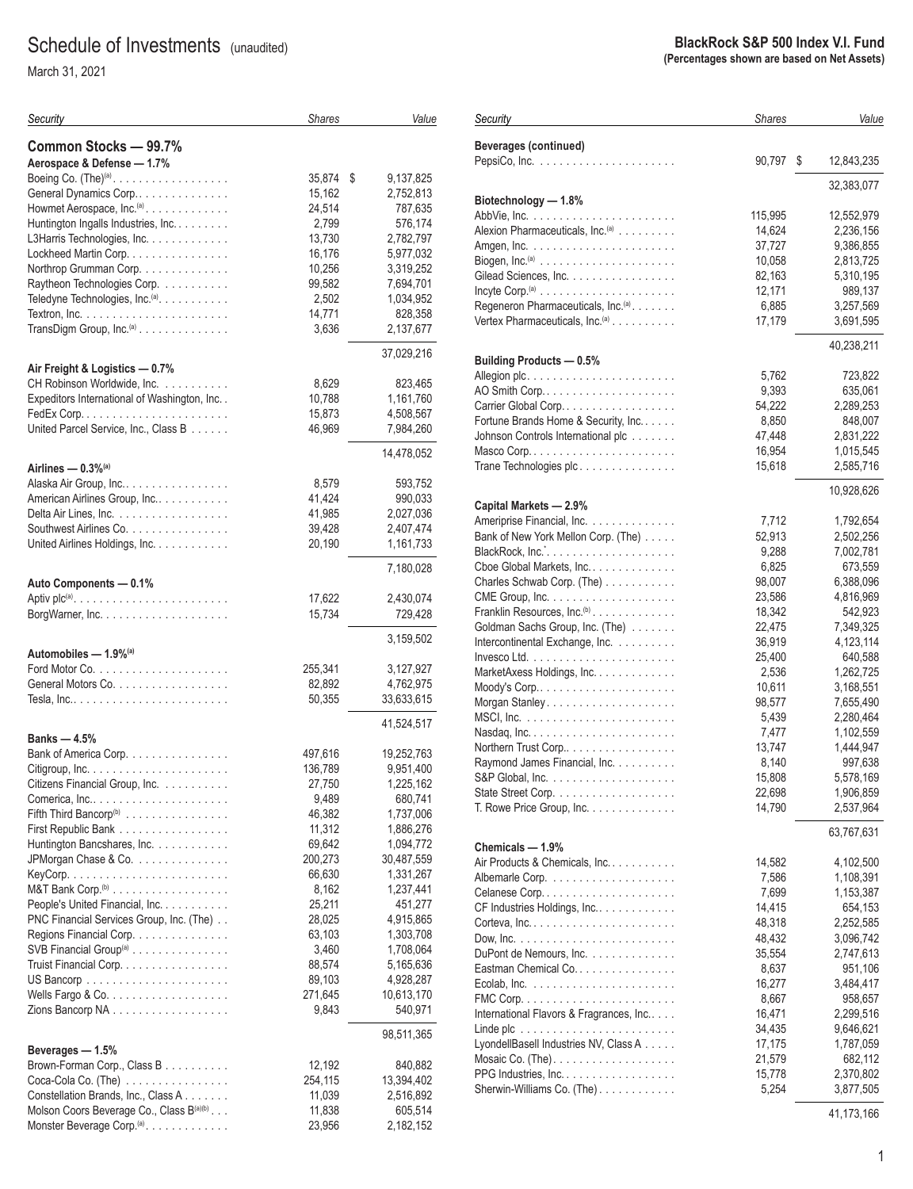# Schedule of Investments (unaudited)

March 31, 2021

**BlackRock S&P 500 Index V.I. Fund**
**(Percentages shown are based on Net Assets)**

| Security | Shares | Value |
|---|---|---|
| **Common Stocks — 99.7%** | | |
| **Aerospace & Defense — 1.7%** | | |
| Boeing Co. (The)[(a)] | 35,874 | $ 9,137,825 |
| General Dynamics Corp. | 15,162 | 2,752,813 |
| Howmet Aerospace, Inc.[(a)] | 24,514 | 787,635 |
| Huntington Ingalls Industries, Inc. | 2,799 | 576,174 |
| L3Harris Technologies, Inc. | 13,730 | 2,782,797 |
| Lockheed Martin Corp. | 16,176 | 5,977,032 |
| Northrop Grumman Corp. | 10,256 | 3,319,252 |
| Raytheon Technologies Corp. | 99,582 | 7,694,701 |
| Teledyne Technologies, Inc.[(a)] | 2,502 | 1,034,952 |
| Textron, Inc. | 14,771 | 828,358 |
| TransDigm Group, Inc.[(a)] | 3,636 | 2,137,677 |
| | | 37,029,216 |
| **Air Freight & Logistics — 0.7%** | | |
| CH Robinson Worldwide, Inc. | 8,629 | 823,465 |
| Expeditors International of Washington, Inc. | 10,788 | 1,161,760 |
| FedEx Corp. | 15,873 | 4,508,567 |
| United Parcel Service, Inc., Class B | 46,969 | 7,984,260 |
| | | 14,478,052 |
| **Airlines — 0.3%[(a)]** | | |
| Alaska Air Group, Inc. | 8,579 | 593,752 |
| American Airlines Group, Inc. | 41,424 | 990,033 |
| Delta Air Lines, Inc. | 41,985 | 2,027,036 |
| Southwest Airlines Co. | 39,428 | 2,407,474 |
| United Airlines Holdings, Inc. | 20,190 | 1,161,733 |
| | | 7,180,028 |
| **Auto Components — 0.1%** | | |
| Aptiv plc[(a)] | 17,622 | 2,430,074 |
| BorgWarner, Inc. | 15,734 | 729,428 |
| | | 3,159,502 |
| **Automobiles — 1.9%[(a)]** | | |
| Ford Motor Co. | 255,341 | 3,127,927 |
| General Motors Co. | 82,892 | 4,762,975 |
| Tesla, Inc. | 50,355 | 33,633,615 |
| | | 41,524,517 |
| **Banks — 4.5%** | | |
| Bank of America Corp. | 497,616 | 19,252,763 |
| Citigroup, Inc. | 136,789 | 9,951,400 |
| Citizens Financial Group, Inc. | 27,750 | 1,225,162 |
| Comerica, Inc. | 9,489 | 680,741 |
| Fifth Third Bancorp[(b)] | 46,382 | 1,737,006 |
| First Republic Bank | 11,312 | 1,886,276 |
| Huntington Bancshares, Inc. | 69,642 | 1,094,772 |
| JPMorgan Chase & Co. | 200,273 | 30,487,559 |
| KeyCorp. | 66,630 | 1,331,267 |
| M&T Bank Corp.[(b)] | 8,162 | 1,237,441 |
| People's United Financial, Inc. | 25,211 | 451,277 |
| PNC Financial Services Group, Inc. (The) | 28,025 | 4,915,865 |
| Regions Financial Corp. | 63,103 | 1,303,708 |
| SVB Financial Group[(a)] | 3,460 | 1,708,064 |
| Truist Financial Corp. | 88,574 | 5,165,636 |
| US Bancorp | 89,103 | 4,928,287 |
| Wells Fargo & Co. | 271,645 | 10,613,170 |
| Zions Bancorp NA | 9,843 | 540,971 |
| | | 98,511,365 |
| **Beverages — 1.5%** | | |
| Brown-Forman Corp., Class B | 12,192 | 840,882 |
| Coca-Cola Co. (The) | 254,115 | 13,394,402 |
| Constellation Brands, Inc., Class A | 11,039 | 2,516,892 |
| Molson Coors Beverage Co., Class B[(a)(b)] | 11,838 | 605,514 |
| Monster Beverage Corp.[(a)] | 23,956 | 2,182,152 |
| **Beverages (continued)** | | |
| PepsiCo, Inc. | 90,797 | $ 12,843,235 |
| | | 32,383,077 |
| **Biotechnology — 1.8%** | | |
| AbbVie, Inc. | 115,995 | 12,552,979 |
| Alexion Pharmaceuticals, Inc.[(a)] | 14,624 | 2,236,156 |
| Amgen, Inc. | 37,727 | 9,386,855 |
| Biogen, Inc.[(a)] | 10,058 | 2,813,725 |
| Gilead Sciences, Inc. | 82,163 | 5,310,195 |
| Incyte Corp.[(a)] | 12,171 | 989,137 |
| Regeneron Pharmaceuticals, Inc.[(a)] | 6,885 | 3,257,569 |
| Vertex Pharmaceuticals, Inc.[(a)] | 17,179 | 3,691,595 |
| | | 40,238,211 |
| **Building Products — 0.5%** | | |
| Allegion plc | 5,762 | 723,822 |
| AO Smith Corp. | 9,393 | 635,061 |
| Carrier Global Corp. | 54,222 | 2,289,253 |
| Fortune Brands Home & Security, Inc. | 8,850 | 848,007 |
| Johnson Controls International plc | 47,448 | 2,831,222 |
| Masco Corp. | 16,954 | 1,015,545 |
| Trane Technologies plc | 15,618 | 2,585,716 |
| | | 10,928,626 |
| **Capital Markets — 2.9%** | | |
| Ameriprise Financial, Inc. | 7,712 | 1,792,654 |
| Bank of New York Mellon Corp. (The) | 52,913 | 2,502,256 |
| BlackRock, Inc.[(c)] | 9,288 | 7,002,781 |
| Cboe Global Markets, Inc. | 6,825 | 673,559 |
| Charles Schwab Corp. (The) | 98,007 | 6,388,096 |
| CME Group, Inc. | 23,586 | 4,816,969 |
| Franklin Resources, Inc.[(b)] | 18,342 | 542,923 |
| Goldman Sachs Group, Inc. (The) | 22,475 | 7,349,325 |
| Intercontinental Exchange, Inc. | 36,919 | 4,123,114 |
| Invesco Ltd. | 25,400 | 640,588 |
| MarketAxess Holdings, Inc. | 2,536 | 1,262,725 |
| Moody's Corp. | 10,611 | 3,168,551 |
| Morgan Stanley | 98,577 | 7,655,490 |
| MSCI, Inc. | 5,439 | 2,280,464 |
| Nasdaq, Inc. | 7,477 | 1,102,559 |
| Northern Trust Corp. | 13,747 | 1,444,947 |
| Raymond James Financial, Inc. | 8,140 | 997,638 |
| S&P Global, Inc. | 15,808 | 5,578,169 |
| State Street Corp. | 22,698 | 1,906,859 |
| T. Rowe Price Group, Inc. | 14,790 | 2,537,964 |
| | | 63,767,631 |
| **Chemicals — 1.9%** | | |
| Air Products & Chemicals, Inc. | 14,582 | 4,102,500 |
| Albemarle Corp. | 7,586 | 1,108,391 |
| Celanese Corp. | 7,699 | 1,153,387 |
| CF Industries Holdings, Inc. | 14,415 | 654,153 |
| Corteva, Inc. | 48,318 | 2,252,585 |
| Dow, Inc. | 48,432 | 3,096,742 |
| DuPont de Nemours, Inc. | 35,554 | 2,747,613 |
| Eastman Chemical Co. | 8,637 | 951,106 |
| Ecolab, Inc. | 16,277 | 3,484,417 |
| FMC Corp. | 8,667 | 958,657 |
| International Flavors & Fragrances, Inc. | 16,471 | 2,299,516 |
| Linde plc | 34,435 | 9,646,621 |
| LyondellBasell Industries NV, Class A | 17,175 | 1,787,059 |
| Mosaic Co. (The) | 21,579 | 682,112 |
| PPG Industries, Inc. | 15,778 | 2,370,802 |
| Sherwin-Williams Co. (The) | 5,254 | 3,877,505 |
| | | 41,173,166 |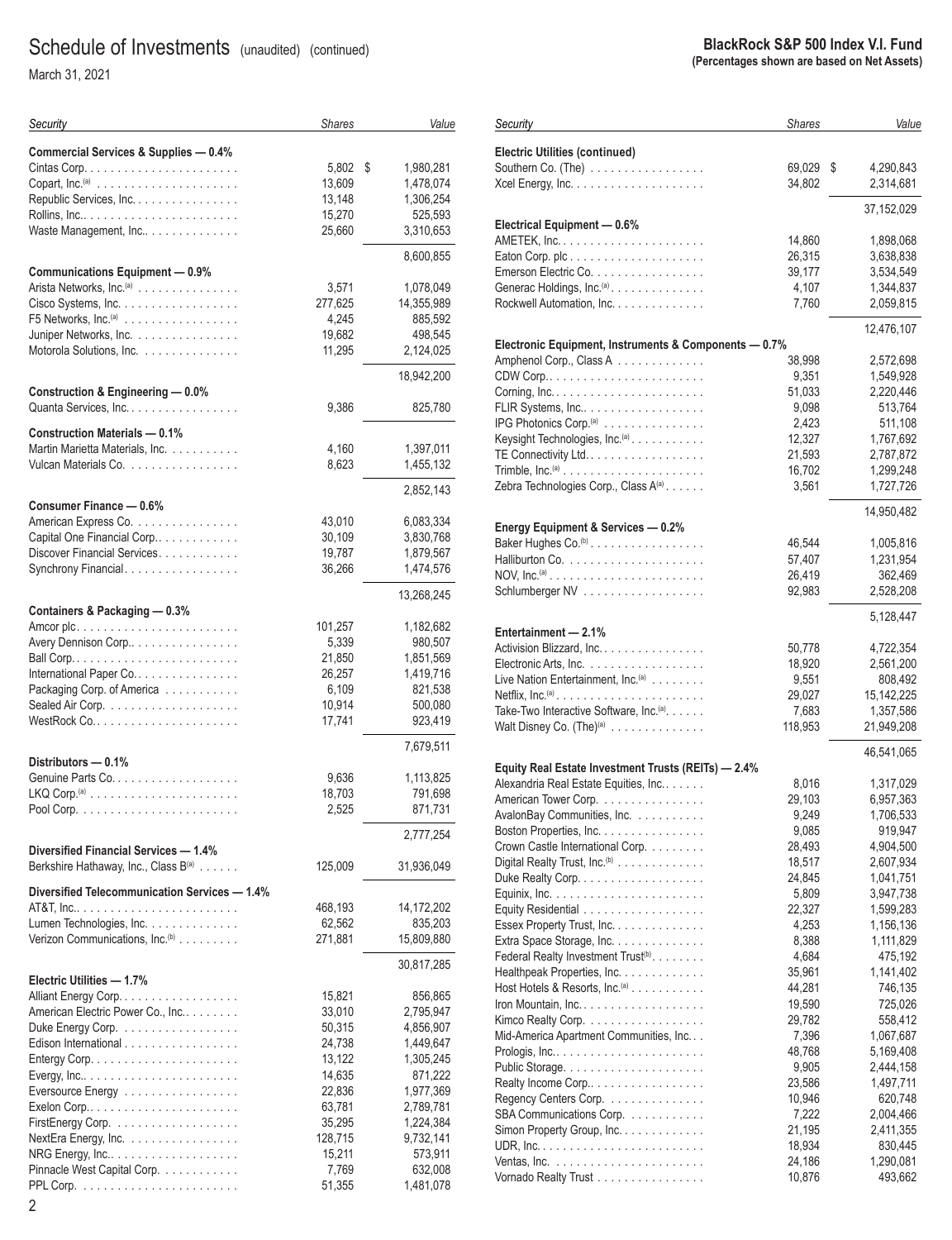## Schedule of Investments (unaudited) (continued)

March 31, 2021

**BlackRock S&P 500 Index V.I. Fund**
**(Percentages shown are based on Net Assets)**

| Security | Shares | Value |
|---|---|---|
| **Commercial Services & Supplies — 0.4%** | | |
| Cintas Corp. | 5,802 | $ 1,980,281 |
| Copart, Inc.[(a)] | 13,609 | 1,478,074 |
| Republic Services, Inc. | 13,148 | 1,306,254 |
| Rollins, Inc. | 15,270 | 525,593 |
| Waste Management, Inc. | 25,660 | 3,310,653 |
| | | 8,600,855 |
| **Communications Equipment — 0.9%** | | |
| Arista Networks, Inc.[(a)] | 3,571 | 1,078,049 |
| Cisco Systems, Inc. | 277,625 | 14,355,989 |
| F5 Networks, Inc.[(a)] | 4,245 | 885,592 |
| Juniper Networks, Inc. | 19,682 | 498,545 |
| Motorola Solutions, Inc. | 11,295 | 2,124,025 |
| | | 18,942,200 |
| **Construction & Engineering — 0.0%** | | |
| Quanta Services, Inc. | 9,386 | 825,780 |
| **Construction Materials — 0.1%** | | |
| Martin Marietta Materials, Inc. | 4,160 | 1,397,011 |
| Vulcan Materials Co. | 8,623 | 1,455,132 |
| | | 2,852,143 |
| **Consumer Finance — 0.6%** | | |
| American Express Co. | 43,010 | 6,083,334 |
| Capital One Financial Corp. | 30,109 | 3,830,768 |
| Discover Financial Services | 19,787 | 1,879,567 |
| Synchrony Financial | 36,266 | 1,474,576 |
| | | 13,268,245 |
| **Containers & Packaging — 0.3%** | | |
| Amcor plc | 101,257 | 1,182,682 |
| Avery Dennison Corp. | 5,339 | 980,507 |
| Ball Corp. | 21,850 | 1,851,569 |
| International Paper Co. | 26,257 | 1,419,716 |
| Packaging Corp. of America | 6,109 | 821,538 |
| Sealed Air Corp. | 10,914 | 500,080 |
| WestRock Co. | 17,741 | 923,419 |
| | | 7,679,511 |
| **Distributors — 0.1%** | | |
| Genuine Parts Co. | 9,636 | 1,113,825 |
| LKQ Corp.[(a)] | 18,703 | 791,698 |
| Pool Corp. | 2,525 | 871,731 |
| | | 2,777,254 |
| **Diversified Financial Services — 1.4%** | | |
| Berkshire Hathaway, Inc., Class B[(a)] | 125,009 | 31,936,049 |
| **Diversified Telecommunication Services — 1.4%** | | |
| AT&T, Inc. | 468,193 | 14,172,202 |
| Lumen Technologies, Inc. | 62,562 | 835,203 |
| Verizon Communications, Inc.[(b)] | 271,881 | 15,809,880 |
| | | 30,817,285 |
| **Electric Utilities — 1.7%** | | |
| Alliant Energy Corp. | 15,821 | 856,865 |
| American Electric Power Co., Inc. | 33,010 | 2,795,947 |
| Duke Energy Corp. | 50,315 | 4,856,907 |
| Edison International | 24,738 | 1,449,647 |
| Entergy Corp. | 13,122 | 1,305,245 |
| Evergy, Inc. | 14,635 | 871,222 |
| Eversource Energy | 22,836 | 1,977,369 |
| Exelon Corp. | 63,781 | 2,789,781 |
| FirstEnergy Corp. | 35,295 | 1,224,384 |
| NextEra Energy, Inc. | 128,715 | 9,732,141 |
| NRG Energy, Inc. | 15,211 | 573,911 |
| Pinnacle West Capital Corp. | 7,769 | 632,008 |
| PPL Corp. | 51,355 | 1,481,078 |
| **Electric Utilities (continued)** | | |
| Southern Co. (The) | 69,029 | $ 4,290,843 |
| Xcel Energy, Inc. | 34,802 | 2,314,681 |
| | | 37,152,029 |
| **Electrical Equipment — 0.6%** | | |
| AMETEK, Inc. | 14,860 | 1,898,068 |
| Eaton Corp. plc | 26,315 | 3,638,838 |
| Emerson Electric Co. | 39,177 | 3,534,549 |
| Generac Holdings, Inc.[(a)] | 4,107 | 1,344,837 |
| Rockwell Automation, Inc. | 7,760 | 2,059,815 |
| | | 12,476,107 |
| **Electronic Equipment, Instruments & Components — 0.7%** | | |
| Amphenol Corp., Class A | 38,998 | 2,572,698 |
| CDW Corp. | 9,351 | 1,549,928 |
| Corning, Inc. | 51,033 | 2,220,446 |
| FLIR Systems, Inc. | 9,098 | 513,764 |
| IPG Photonics Corp.[(a)] | 2,423 | 511,108 |
| Keysight Technologies, Inc.[(a)] | 12,327 | 1,767,692 |
| TE Connectivity Ltd. | 21,593 | 2,787,872 |
| Trimble, Inc.[(a)] | 16,702 | 1,299,248 |
| Zebra Technologies Corp., Class A[(a)] | 3,561 | 1,727,726 |
| | | 14,950,482 |
| **Energy Equipment & Services — 0.2%** | | |
| Baker Hughes Co.[(b)] | 46,544 | 1,005,816 |
| Halliburton Co. | 57,407 | 1,231,954 |
| NOV, Inc.[(a)] | 26,419 | 362,469 |
| Schlumberger NV | 92,983 | 2,528,208 |
| | | 5,128,447 |
| **Entertainment — 2.1%** | | |
| Activision Blizzard, Inc. | 50,778 | 4,722,354 |
| Electronic Arts, Inc. | 18,920 | 2,561,200 |
| Live Nation Entertainment, Inc.[(a)] | 9,551 | 808,492 |
| Netflix, Inc.[(a)] | 29,027 | 15,142,225 |
| Take-Two Interactive Software, Inc.[(a)] | 7,683 | 1,357,586 |
| Walt Disney Co. (The)[(a)] | 118,953 | 21,949,208 |
| | | 46,541,065 |
| **Equity Real Estate Investment Trusts (REITs) — 2.4%** | | |
| Alexandria Real Estate Equities, Inc. | 8,016 | 1,317,029 |
| American Tower Corp. | 29,103 | 6,957,363 |
| AvalonBay Communities, Inc. | 9,249 | 1,706,533 |
| Boston Properties, Inc. | 9,085 | 919,947 |
| Crown Castle International Corp. | 28,493 | 4,904,500 |
| Digital Realty Trust, Inc.[(b)] | 18,517 | 2,607,934 |
| Duke Realty Corp. | 24,845 | 1,041,751 |
| Equinix, Inc. | 5,809 | 3,947,738 |
| Equity Residential | 22,327 | 1,599,283 |
| Essex Property Trust, Inc. | 4,253 | 1,156,136 |
| Extra Space Storage, Inc. | 8,388 | 1,111,829 |
| Federal Realty Investment Trust[(b)] | 4,684 | 475,192 |
| Healthpeak Properties, Inc. | 35,961 | 1,141,402 |
| Host Hotels & Resorts, Inc.[(a)] | 44,281 | 746,135 |
| Iron Mountain, Inc. | 19,590 | 725,026 |
| Kimco Realty Corp. | 29,782 | 558,412 |
| Mid-America Apartment Communities, Inc. | 7,396 | 1,067,687 |
| Prologis, Inc. | 48,768 | 5,169,408 |
| Public Storage | 9,905 | 2,444,158 |
| Realty Income Corp. | 23,586 | 1,497,711 |
| Regency Centers Corp. | 10,946 | 620,748 |
| SBA Communications Corp. | 7,222 | 2,004,466 |
| Simon Property Group, Inc. | 21,195 | 2,411,355 |
| UDR, Inc. | 18,934 | 830,445 |
| Ventas, Inc. | 24,186 | 1,290,081 |
| Vornado Realty Trust | 10,876 | 493,662 |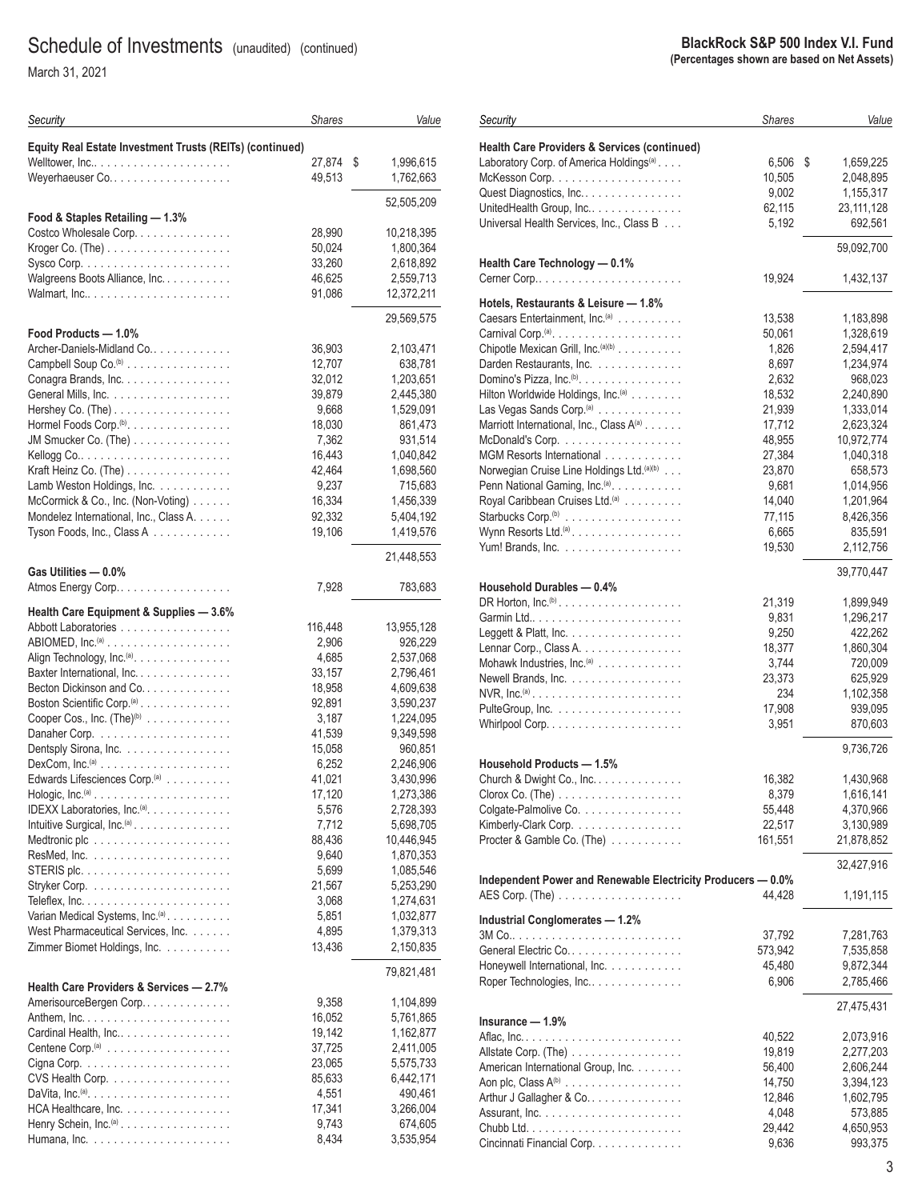# Schedule of Investments (unaudited) (continued)

March 31, 2021

**BlackRock S&P 500 Index V.I. Fund**
**(Percentages shown are based on Net Assets)**

| Security | Shares | Value |
|---|---|---|
| **Equity Real Estate Investment Trusts (REITs) (continued)** | | |
| Welltower, Inc. | 27,874 | $ 1,996,615 |
| Weyerhaeuser Co. | 49,513 | 1,762,663 |
| | | 52,505,209 |
| **Food & Staples Retailing — 1.3%** | | |
| Costco Wholesale Corp. | 28,990 | 10,218,395 |
| Kroger Co. (The) | 50,024 | 1,800,364 |
| Sysco Corp. | 33,260 | 2,618,892 |
| Walgreens Boots Alliance, Inc. | 46,625 | 2,559,713 |
| Walmart, Inc. | 91,086 | 12,372,211 |
| | | 29,569,575 |
| **Food Products — 1.0%** | | |
| Archer-Daniels-Midland Co. | 36,903 | 2,103,471 |
| Campbell Soup Co.[(b)] | 12,707 | 638,781 |
| Conagra Brands, Inc. | 32,012 | 1,203,651 |
| General Mills, Inc. | 39,879 | 2,445,380 |
| Hershey Co. (The) | 9,668 | 1,529,091 |
| Hormel Foods Corp.[(b)] | 18,030 | 861,473 |
| JM Smucker Co. (The) | 7,362 | 931,514 |
| Kellogg Co. | 16,443 | 1,040,842 |
| Kraft Heinz Co. (The) | 42,464 | 1,698,560 |
| Lamb Weston Holdings, Inc. | 9,237 | 715,683 |
| McCormick & Co., Inc. (Non-Voting) | 16,334 | 1,456,339 |
| Mondelez International, Inc., Class A. | 92,332 | 5,404,192 |
| Tyson Foods, Inc., Class A | 19,106 | 1,419,576 |
| | | 21,448,553 |
| **Gas Utilities — 0.0%** | | |
| Atmos Energy Corp. | 7,928 | 783,683 |
| **Health Care Equipment & Supplies — 3.6%** | | |
| Abbott Laboratories | 116,448 | 13,955,128 |
| ABIOMED, Inc.[(a)] | 2,906 | 926,229 |
| Align Technology, Inc.[(a)] | 4,685 | 2,537,068 |
| Baxter International, Inc. | 33,157 | 2,796,461 |
| Becton Dickinson and Co. | 18,958 | 4,609,638 |
| Boston Scientific Corp.[(a)] | 92,891 | 3,590,237 |
| Cooper Cos., Inc. (The)[(b)] | 3,187 | 1,224,095 |
| Danaher Corp. | 41,539 | 9,349,598 |
| Dentsply Sirona, Inc. | 15,058 | 960,851 |
| DexCom, Inc.[(a)] | 6,252 | 2,246,906 |
| Edwards Lifesciences Corp.[(a)] | 41,021 | 3,430,996 |
| Hologic, Inc.[(a)] | 17,120 | 1,273,386 |
| IDEXX Laboratories, Inc.[(a)] | 5,576 | 2,728,393 |
| Intuitive Surgical, Inc.[(a)] | 7,712 | 5,698,705 |
| Medtronic plc | 88,436 | 10,446,945 |
| ResMed, Inc. | 9,640 | 1,870,353 |
| STERIS plc. | 5,699 | 1,085,546 |
| Stryker Corp. | 21,567 | 5,253,290 |
| Teleflex, Inc. | 3,068 | 1,274,631 |
| Varian Medical Systems, Inc.[(a)] | 5,851 | 1,032,877 |
| West Pharmaceutical Services, Inc. | 4,895 | 1,379,313 |
| Zimmer Biomet Holdings, Inc. | 13,436 | 2,150,835 |
| | | 79,821,481 |
| **Health Care Providers & Services — 2.7%** | | |
| AmerisourceBergen Corp. | 9,358 | 1,104,899 |
| Anthem, Inc. | 16,052 | 5,761,865 |
| Cardinal Health, Inc. | 19,142 | 1,162,877 |
| Centene Corp.[(a)] | 37,725 | 2,411,005 |
| Cigna Corp. | 23,065 | 5,575,733 |
| CVS Health Corp. | 85,633 | 6,442,171 |
| DaVita, Inc.[(a)] | 4,551 | 490,461 |
| HCA Healthcare, Inc. | 17,341 | 3,266,004 |
| Henry Schein, Inc.[(a)] | 9,743 | 674,605 |
| Humana, Inc. | 8,434 | 3,535,954 |
| **Health Care Providers & Services (continued)** | | |
| Laboratory Corp. of America Holdings[(a)] | 6,506 | $ 1,659,225 |
| McKesson Corp. | 10,505 | 2,048,895 |
| Quest Diagnostics, Inc. | 9,002 | 1,155,317 |
| UnitedHealth Group, Inc. | 62,115 | 23,111,128 |
| Universal Health Services, Inc., Class B | 5,192 | 692,561 |
| | | 59,092,700 |
| **Health Care Technology — 0.1%** | | |
| Cerner Corp. | 19,924 | 1,432,137 |
| **Hotels, Restaurants & Leisure — 1.8%** | | |
| Caesars Entertainment, Inc.[(a)] | 13,538 | 1,183,898 |
| Carnival Corp.[(a)] | 50,061 | 1,328,619 |
| Chipotle Mexican Grill, Inc.[(a)(b)] | 1,826 | 2,594,417 |
| Darden Restaurants, Inc. | 8,697 | 1,234,974 |
| Domino's Pizza, Inc.[(b)] | 2,632 | 968,023 |
| Hilton Worldwide Holdings, Inc.[(a)] | 18,532 | 2,240,890 |
| Las Vegas Sands Corp.[(a)] | 21,939 | 1,333,014 |
| Marriott International, Inc., Class A[(a)] | 17,712 | 2,623,324 |
| McDonald's Corp. | 48,955 | 10,972,774 |
| MGM Resorts International | 27,384 | 1,040,318 |
| Norwegian Cruise Line Holdings Ltd.[(a)(b)] | 23,870 | 658,573 |
| Penn National Gaming, Inc.[(a)] | 9,681 | 1,014,956 |
| Royal Caribbean Cruises Ltd.[(a)] | 14,040 | 1,201,964 |
| Starbucks Corp.[(b)] | 77,115 | 8,426,356 |
| Wynn Resorts Ltd.[(a)] | 6,665 | 835,591 |
| Yum! Brands, Inc. | 19,530 | 2,112,756 |
| | | 39,770,447 |
| **Household Durables — 0.4%** | | |
| DR Horton, Inc.[(b)] | 21,319 | 1,899,949 |
| Garmin Ltd. | 9,831 | 1,296,217 |
| Leggett & Platt, Inc. | 9,250 | 422,262 |
| Lennar Corp., Class A. | 18,377 | 1,860,304 |
| Mohawk Industries, Inc.[(a)] | 3,744 | 720,009 |
| Newell Brands, Inc. | 23,373 | 625,929 |
| NVR, Inc.[(a)] | 234 | 1,102,358 |
| PulteGroup, Inc. | 17,908 | 939,095 |
| Whirlpool Corp. | 3,951 | 870,603 |
| | | 9,736,726 |
| **Household Products — 1.5%** | | |
| Church & Dwight Co., Inc. | 16,382 | 1,430,968 |
| Clorox Co. (The) | 8,379 | 1,616,141 |
| Colgate-Palmolive Co. | 55,448 | 4,370,966 |
| Kimberly-Clark Corp. | 22,517 | 3,130,989 |
| Procter & Gamble Co. (The) | 161,551 | 21,878,852 |
| | | 32,427,916 |
| **Independent Power and Renewable Electricity Producers — 0.0%** | | |
| AES Corp. (The) | 44,428 | 1,191,115 |
| **Industrial Conglomerates — 1.2%** | | |
| 3M Co. | 37,792 | 7,281,763 |
| General Electric Co. | 573,942 | 7,535,858 |
| Honeywell International, Inc. | 45,480 | 9,872,344 |
| Roper Technologies, Inc. | 6,906 | 2,785,466 |
| | | 27,475,431 |
| **Insurance — 1.9%** | | |
| Aflac, Inc. | 40,522 | 2,073,916 |
| Allstate Corp. (The) | 19,819 | 2,277,203 |
| American International Group, Inc. | 56,400 | 2,606,244 |
| Aon plc, Class A[(b)] | 14,750 | 3,394,123 |
| Arthur J Gallagher & Co. | 12,846 | 1,602,795 |
| Assurant, Inc. | 4,048 | 573,885 |
| Chubb Ltd. | 29,442 | 4,650,953 |
| Cincinnati Financial Corp. | 9,636 | 993,375 |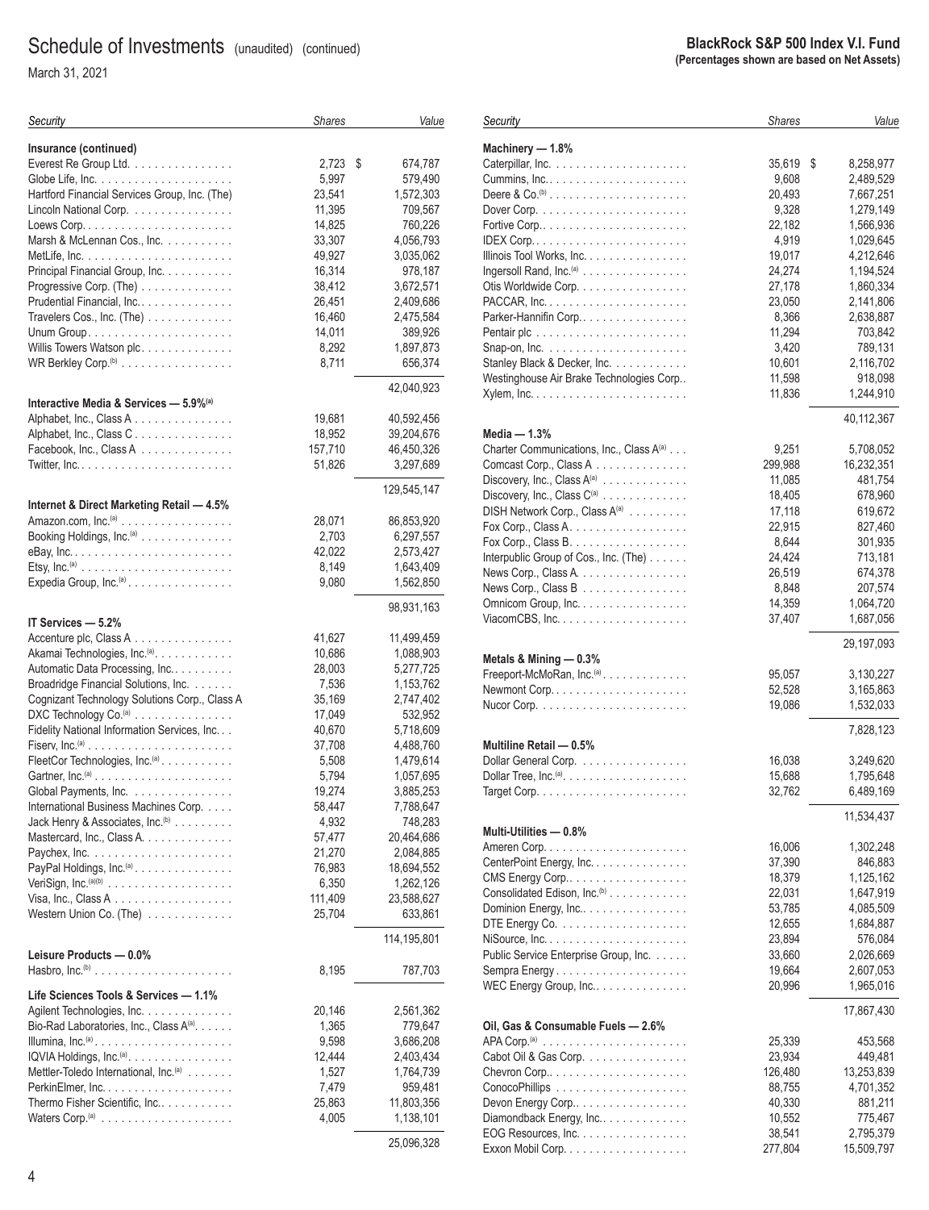## Schedule of Investments (unaudited) (continued)

March 31, 2021

**BlackRock S&P 500 Index V.I. Fund**
**(Percentages shown are based on Net Assets)**

| Security | Shares | Value |
|---|---|---|
| **Insurance (continued)** | | |
| Everest Re Group Ltd. | 2,723 | $ 674,787 |
| Globe Life, Inc. | 5,997 | 579,490 |
| Hartford Financial Services Group, Inc. (The) | 23,541 | 1,572,303 |
| Lincoln National Corp. | 11,395 | 709,567 |
| Loews Corp. | 14,825 | 760,226 |
| Marsh & McLennan Cos., Inc. | 33,307 | 4,056,793 |
| MetLife, Inc. | 49,927 | 3,035,062 |
| Principal Financial Group, Inc. | 16,314 | 978,187 |
| Progressive Corp. (The) | 38,412 | 3,672,571 |
| Prudential Financial, Inc. | 26,451 | 2,409,686 |
| Travelers Cos., Inc. (The) | 16,460 | 2,475,584 |
| Unum Group | 14,011 | 389,926 |
| Willis Towers Watson plc | 8,292 | 1,897,873 |
| WR Berkley Corp.[(b)] | 8,711 | 656,374 |
| | | 42,040,923 |
| **Interactive Media & Services — 5.9%[(a)]** | | |
| Alphabet, Inc., Class A | 19,681 | 40,592,456 |
| Alphabet, Inc., Class C | 18,952 | 39,204,676 |
| Facebook, Inc., Class A | 157,710 | 46,450,326 |
| Twitter, Inc. | 51,826 | 3,297,689 |
| | | 129,545,147 |
| **Internet & Direct Marketing Retail — 4.5%** | | |
| Amazon.com, Inc.[(a)] | 28,071 | 86,853,920 |
| Booking Holdings, Inc.[(a)] | 2,703 | 6,297,557 |
| eBay, Inc. | 42,022 | 2,573,427 |
| Etsy, Inc.[(a)] | 8,149 | 1,643,409 |
| Expedia Group, Inc.[(a)] | 9,080 | 1,562,850 |
| | | 98,931,163 |
| **IT Services — 5.2%** | | |
| Accenture plc, Class A | 41,627 | 11,499,459 |
| Akamai Technologies, Inc.[(a)] | 10,686 | 1,088,903 |
| Automatic Data Processing, Inc. | 28,003 | 5,277,725 |
| Broadridge Financial Solutions, Inc. | 7,536 | 1,153,762 |
| Cognizant Technology Solutions Corp., Class A | 35,169 | 2,747,402 |
| DXC Technology Co.[(a)] | 17,049 | 532,952 |
| Fidelity National Information Services, Inc. | 40,670 | 5,718,609 |
| Fiserv, Inc.[(a)] | 37,708 | 4,488,760 |
| FleetCor Technologies, Inc.[(a)] | 5,508 | 1,479,614 |
| Gartner, Inc.[(a)] | 5,794 | 1,057,695 |
| Global Payments, Inc. | 19,274 | 3,885,253 |
| International Business Machines Corp. | 58,447 | 7,788,647 |
| Jack Henry & Associates, Inc.[(b)] | 4,932 | 748,283 |
| Mastercard, Inc., Class A | 57,477 | 20,464,686 |
| Paychex, Inc. | 21,270 | 2,084,885 |
| PayPal Holdings, Inc.[(a)] | 76,983 | 18,694,552 |
| VeriSign, Inc.[(a)(b)] | 6,350 | 1,262,126 |
| Visa, Inc., Class A | 111,409 | 23,588,627 |
| Western Union Co. (The) | 25,704 | 633,861 |
| | | 114,195,801 |
| **Leisure Products — 0.0%** | | |
| Hasbro, Inc.[(b)] | 8,195 | 787,703 |
| **Life Sciences Tools & Services — 1.1%** | | |
| Agilent Technologies, Inc. | 20,146 | 2,561,362 |
| Bio-Rad Laboratories, Inc., Class A[(a)] | 1,365 | 779,647 |
| Illumina, Inc.[(a)] | 9,598 | 3,686,208 |
| IQVIA Holdings, Inc.[(a)] | 12,444 | 2,403,434 |
| Mettler-Toledo International, Inc.[(a)] | 1,527 | 1,764,739 |
| PerkinElmer, Inc. | 7,479 | 959,481 |
| Thermo Fisher Scientific, Inc. | 25,863 | 11,803,356 |
| Waters Corp.[(a)] | 4,005 | 1,138,101 |
| | | 25,096,328 |
| **Machinery — 1.8%** | | |
| Caterpillar, Inc. | 35,619 | $ 8,258,977 |
| Cummins, Inc. | 9,608 | 2,489,529 |
| Deere & Co.[(b)] | 20,493 | 7,667,251 |
| Dover Corp. | 9,328 | 1,279,149 |
| Fortive Corp. | 22,182 | 1,566,936 |
| IDEX Corp. | 4,919 | 1,029,645 |
| Illinois Tool Works, Inc. | 19,017 | 4,212,646 |
| Ingersoll Rand, Inc.[(a)] | 24,274 | 1,194,524 |
| Otis Worldwide Corp. | 27,178 | 1,860,334 |
| PACCAR, Inc. | 23,050 | 2,141,806 |
| Parker-Hannifin Corp. | 8,366 | 2,638,887 |
| Pentair plc | 11,294 | 703,842 |
| Snap-on, Inc. | 3,420 | 789,131 |
| Stanley Black & Decker, Inc. | 10,601 | 2,116,702 |
| Westinghouse Air Brake Technologies Corp. | 11,598 | 918,098 |
| Xylem, Inc. | 11,836 | 1,244,910 |
| | | 40,112,367 |
| **Media — 1.3%** | | |
| Charter Communications, Inc., Class A[(a)] | 9,251 | 5,708,052 |
| Comcast Corp., Class A | 299,988 | 16,232,351 |
| Discovery, Inc., Class A[(a)] | 11,085 | 481,754 |
| Discovery, Inc., Class C[(a)] | 18,405 | 678,960 |
| DISH Network Corp., Class A[(a)] | 17,118 | 619,672 |
| Fox Corp., Class A | 22,915 | 827,460 |
| Fox Corp., Class B | 8,644 | 301,935 |
| Interpublic Group of Cos., Inc. (The) | 24,424 | 713,181 |
| News Corp., Class A | 26,519 | 674,378 |
| News Corp., Class B | 8,848 | 207,574 |
| Omnicom Group, Inc. | 14,359 | 1,064,720 |
| ViacomCBS, Inc. | 37,407 | 1,687,056 |
| | | 29,197,093 |
| **Metals & Mining — 0.3%** | | |
| Freeport-McMoRan, Inc.[(a)] | 95,057 | 3,130,227 |
| Newmont Corp. | 52,528 | 3,165,863 |
| Nucor Corp. | 19,086 | 1,532,033 |
| | | 7,828,123 |
| **Multiline Retail — 0.5%** | | |
| Dollar General Corp. | 16,038 | 3,249,620 |
| Dollar Tree, Inc.[(a)] | 15,688 | 1,795,648 |
| Target Corp. | 32,762 | 6,489,169 |
| | | 11,534,437 |
| **Multi-Utilities — 0.8%** | | |
| Ameren Corp. | 16,006 | 1,302,248 |
| CenterPoint Energy, Inc. | 37,390 | 846,883 |
| CMS Energy Corp. | 18,379 | 1,125,162 |
| Consolidated Edison, Inc.[(b)] | 22,031 | 1,647,919 |
| Dominion Energy, Inc. | 53,785 | 4,085,509 |
| DTE Energy Co. | 12,655 | 1,684,887 |
| NiSource, Inc. | 23,894 | 576,084 |
| Public Service Enterprise Group, Inc. | 33,660 | 2,026,669 |
| Sempra Energy | 19,664 | 2,607,053 |
| WEC Energy Group, Inc. | 20,996 | 1,965,016 |
| | | 17,867,430 |
| **Oil, Gas & Consumable Fuels — 2.6%** | | |
| APA Corp.[(a)] | 25,339 | 453,568 |
| Cabot Oil & Gas Corp. | 23,934 | 449,481 |
| Chevron Corp. | 126,480 | 13,253,839 |
| ConocoPhillips | 88,755 | 4,701,352 |
| Devon Energy Corp. | 40,330 | 881,211 |
| Diamondback Energy, Inc. | 10,552 | 775,467 |
| EOG Resources, Inc. | 38,541 | 2,795,379 |
| Exxon Mobil Corp. | 277,804 | 15,509,797 |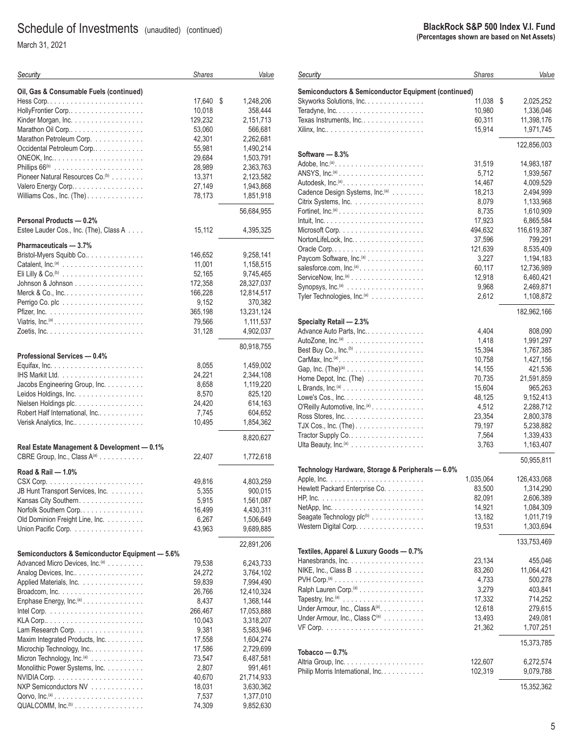# Schedule of Investments (unaudited) (continued)

March 31, 2021

**BlackRock S&P 500 Index V.I. Fund**
**(Percentages shown are based on Net Assets)**

| Security | Shares | Value |
|---|---|---|
| **Oil, Gas & Consumable Fuels (continued)** | | |
| Hess Corp. | 17,640 | $ 1,248,206 |
| HollyFrontier Corp. | 10,018 | 358,444 |
| Kinder Morgan, Inc. | 129,232 | 2,151,713 |
| Marathon Oil Corp. | 53,060 | 566,681 |
| Marathon Petroleum Corp. | 42,301 | 2,262,681 |
| Occidental Petroleum Corp. | 55,981 | 1,490,214 |
| ONEOK, Inc. | 29,684 | 1,503,791 |
| Phillips 66[(b)] | 28,989 | 2,363,763 |
| Pioneer Natural Resources Co.[(b)] | 13,371 | 2,123,582 |
| Valero Energy Corp. | 27,149 | 1,943,868 |
| Williams Cos., Inc. (The) | 78,173 | 1,851,918 |
| | | 56,684,955 |
| **Personal Products — 0.2%** | | |
| Estee Lauder Cos., Inc. (The), Class A | 15,112 | 4,395,325 |
| **Pharmaceuticals — 3.7%** | | |
| Bristol-Myers Squibb Co. | 146,652 | 9,258,141 |
| Catalent, Inc.[(a)] | 11,001 | 1,158,515 |
| Eli Lilly & Co.[(b)] | 52,165 | 9,745,465 |
| Johnson & Johnson | 172,358 | 28,327,037 |
| Merck & Co., Inc. | 166,228 | 12,814,517 |
| Perrigo Co. plc | 9,152 | 370,382 |
| Pfizer, Inc. | 365,198 | 13,231,124 |
| Viatris, Inc.[(a)] | 79,566 | 1,111,537 |
| Zoetis, Inc. | 31,128 | 4,902,037 |
| | | 80,918,755 |
| **Professional Services — 0.4%** | | |
| Equifax, Inc. | 8,055 | 1,459,002 |
| IHS Markit Ltd. | 24,221 | 2,344,108 |
| Jacobs Engineering Group, Inc. | 8,658 | 1,119,220 |
| Leidos Holdings, Inc. | 8,570 | 825,120 |
| Nielsen Holdings plc. | 24,420 | 614,163 |
| Robert Half International, Inc. | 7,745 | 604,652 |
| Verisk Analytics, Inc. | 10,495 | 1,854,362 |
| | | 8,820,627 |
| **Real Estate Management & Development — 0.1%** | | |
| CBRE Group, Inc., Class A[(a)] | 22,407 | 1,772,618 |
| **Road & Rail — 1.0%** | | |
| CSX Corp. | 49,816 | 4,803,259 |
| JB Hunt Transport Services, Inc. | 5,355 | 900,015 |
| Kansas City Southern | 5,915 | 1,561,087 |
| Norfolk Southern Corp. | 16,499 | 4,430,311 |
| Old Dominion Freight Line, Inc. | 6,267 | 1,506,649 |
| Union Pacific Corp. | 43,963 | 9,689,885 |
| | | 22,891,206 |
| **Semiconductors & Semiconductor Equipment — 5.6%** | | |
| Advanced Micro Devices, Inc.[(a)] | 79,538 | 6,243,733 |
| Analog Devices, Inc. | 24,272 | 3,764,102 |
| Applied Materials, Inc. | 59,839 | 7,994,490 |
| Broadcom, Inc. | 26,766 | 12,410,324 |
| Enphase Energy, Inc.[(a)] | 8,437 | 1,368,144 |
| Intel Corp. | 266,467 | 17,053,888 |
| KLA Corp. | 10,043 | 3,318,207 |
| Lam Research Corp. | 9,381 | 5,583,946 |
| Maxim Integrated Products, Inc. | 17,558 | 1,604,274 |
| Microchip Technology, Inc. | 17,586 | 2,729,699 |
| Micron Technology, Inc.[(a)] | 73,547 | 6,487,581 |
| Monolithic Power Systems, Inc. | 2,807 | 991,461 |
| NVIDIA Corp. | 40,670 | 21,714,933 |
| NXP Semiconductors NV | 18,031 | 3,630,362 |
| Qorvo, Inc.[(a)] | 7,537 | 1,377,010 |
| QUALCOMM, Inc.[(b)] | 74,309 | 9,852,630 |
| **Semiconductors & Semiconductor Equipment (continued)** | | |
| Skyworks Solutions, Inc. | 11,038 | $ 2,025,252 |
| Teradyne, Inc. | 10,980 | 1,336,046 |
| Texas Instruments, Inc. | 60,311 | 11,398,176 |
| Xilinx, Inc. | 15,914 | 1,971,745 |
| | | 122,856,003 |
| **Software — 8.3%** | | |
| Adobe, Inc.[(a)] | 31,519 | 14,983,187 |
| ANSYS, Inc.[(a)] | 5,712 | 1,939,567 |
| Autodesk, Inc.[(a)] | 14,467 | 4,009,529 |
| Cadence Design Systems, Inc.[(a)] | 18,213 | 2,494,999 |
| Citrix Systems, Inc. | 8,079 | 1,133,968 |
| Fortinet, Inc.[(a)] | 8,735 | 1,610,909 |
| Intuit, Inc. | 17,923 | 6,865,584 |
| Microsoft Corp. | 494,632 | 116,619,387 |
| NortonLifeLock, Inc. | 37,596 | 799,291 |
| Oracle Corp. | 121,639 | 8,535,409 |
| Paycom Software, Inc.[(a)] | 3,227 | 1,194,183 |
| salesforce.com, Inc.[(a)] | 60,117 | 12,736,989 |
| ServiceNow, Inc.[(a)] | 12,918 | 6,460,421 |
| Synopsys, Inc.[(a)] | 9,968 | 2,469,871 |
| Tyler Technologies, Inc.[(a)] | 2,612 | 1,108,872 |
| | | 182,962,166 |
| **Specialty Retail — 2.3%** | | |
| Advance Auto Parts, Inc. | 4,404 | 808,090 |
| AutoZone, Inc.[(a)] | 1,418 | 1,991,297 |
| Best Buy Co., Inc.[(b)] | 15,394 | 1,767,385 |
| CarMax, Inc.[(a)] | 10,758 | 1,427,156 |
| Gap, Inc. (The)[(a)] | 14,155 | 421,536 |
| Home Depot, Inc. (The) | 70,735 | 21,591,859 |
| L Brands, Inc.[(a)] | 15,604 | 965,263 |
| Lowe's Cos., Inc. | 48,125 | 9,152,413 |
| O'Reilly Automotive, Inc.[(a)] | 4,512 | 2,288,712 |
| Ross Stores, Inc. | 23,354 | 2,800,378 |
| TJX Cos., Inc. (The) | 79,197 | 5,238,882 |
| Tractor Supply Co. | 7,564 | 1,339,433 |
| Ulta Beauty, Inc.[(a)] | 3,763 | 1,163,407 |
| | | 50,955,811 |
| **Technology Hardware, Storage & Peripherals — 6.0%** | | |
| Apple, Inc. | 1,035,064 | 126,433,068 |
| Hewlett Packard Enterprise Co. | 83,500 | 1,314,290 |
| HP, Inc. | 82,091 | 2,606,389 |
| NetApp, Inc. | 14,921 | 1,084,309 |
| Seagate Technology plc[(b)] | 13,182 | 1,011,719 |
| Western Digital Corp. | 19,531 | 1,303,694 |
| | | 133,753,469 |
| **Textiles, Apparel & Luxury Goods — 0.7%** | | |
| Hanesbrands, Inc. | 23,134 | 455,046 |
| NIKE, Inc., Class B | 83,260 | 11,064,421 |
| PVH Corp.[(a)] | 4,733 | 500,278 |
| Ralph Lauren Corp.[(a)] | 3,279 | 403,841 |
| Tapestry, Inc.[(a)] | 17,332 | 714,252 |
| Under Armour, Inc., Class A[(a)] | 12,618 | 279,615 |
| Under Armour, Inc., Class C[(a)] | 13,493 | 249,081 |
| VF Corp. | 21,362 | 1,707,251 |
| | | 15,373,785 |
| **Tobacco — 0.7%** | | |
| Altria Group, Inc. | 122,607 | 6,272,574 |
| Philip Morris International, Inc. | 102,319 | 9,079,788 |
| | | 15,352,362 |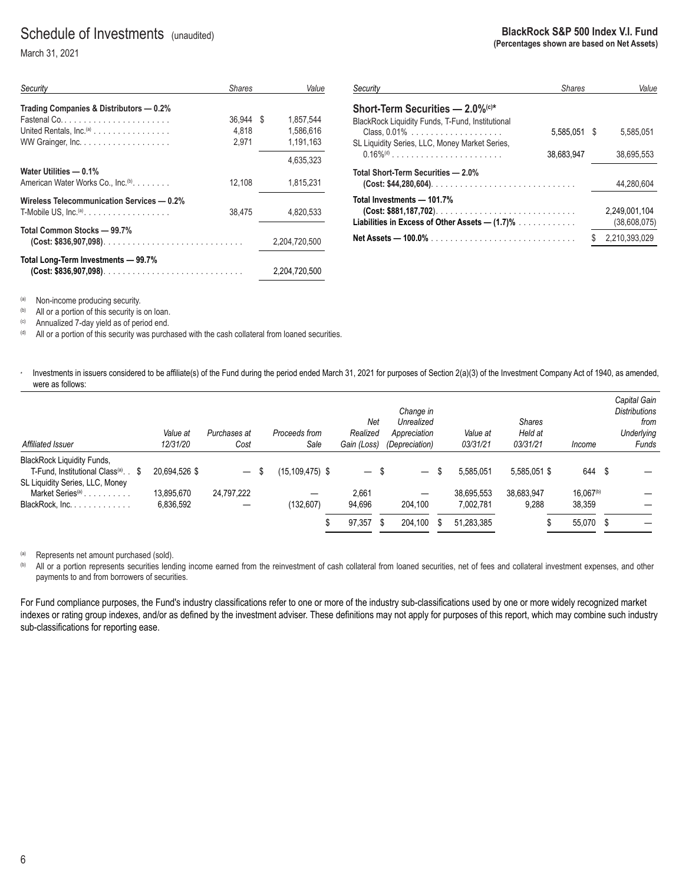# Schedule of Investments (unaudited)

March 31, 2021

**BlackRock S&P 500 Index V.I. Fund**
**(Percentages shown are based on Net Assets)**

| *Security* | *Shares* | *Value* |
|---|---|---|
| **Trading Companies & Distributors — 0.2%** | | |
| Fastenal Co. | 36,944 | $ 1,857,544 |
| United Rentals, Inc.[(a)] | 4,818 | 1,586,616 |
| WW Grainger, Inc. | 2,971 | 1,191,163 |
| | | 4,635,323 |
| **Water Utilities — 0.1%** | | |
| American Water Works Co., Inc.[(b)] | 12,108 | 1,815,231 |
| **Wireless Telecommunication Services — 0.2%** | | |
| T-Mobile US, Inc.[(a)] | 38,475 | 4,820,533 |
| **Total Common Stocks — 99.7%** **(Cost: $836,907,098)** | | 2,204,720,500 |
| **Total Long-Term Investments — 99.7%** **(Cost: $836,907,098)** | | 2,204,720,500 |
| **Short-Term Securities — 2.0%[(c)*]** | | |
| BlackRock Liquidity Funds, T-Fund, Institutional Class, 0.01% | 5,585,051 | $ 5,585,051 |
| SL Liquidity Series, LLC, Money Market Series, 0.16%[(d)] | 38,683,947 | 38,695,553 |
| **Total Short-Term Securities — 2.0%** **(Cost: $44,280,604)** | | 44,280,604 |
| **Total Investments — 101.7%** **(Cost: $881,187,702)** | | 2,249,001,104 |
| **Liabilities in Excess of Other Assets — (1.7)%** | | (38,608,075) |
| **Net Assets — 100.0%** | | $ 2,210,393,029 |

(a) Non-income producing security.
(b) All or a portion of this security is on loan.
(c) Annualized 7-day yield as of period end.
(d) All or a portion of this security was purchased with the cash collateral from loaned securities.

\* Investments in issuers considered to be affiliate(s) of the Fund during the period ended March 31, 2021 for purposes of Section 2(a)(3) of the Investment Company Act of 1940, as amended, were as follows:

| *Affiliated Issuer* | *Value at 12/31/20* | *Purchases at Cost* | *Proceeds from Sale* | *Net Realized Gain (Loss)* | *Change in Unrealized Appreciation (Depreciation)* | *Value at 03/31/21* | *Shares Held at 03/31/21* | *Income* | *Capital Gain Distributions from Underlying Funds* |
|---|---|---|---|---|---|---|---|---|---|
| BlackRock Liquidity Funds, T-Fund, Institutional Class[(a)] | $ 20,694,526 | $ — | $ (15,109,475) | $ — | $ — | $ 5,585,051 | 5,585,051 | $ 644 | $ — |
| SL Liquidity Series, LLC, Money Market Series[(a)] | 13,895,670 | 24,797,222 | — | 2,661 | — | 38,695,553 | 38,683,947 | 16,067[(b)] | — |
| BlackRock, Inc. | 6,836,592 | — | (132,607) | 94,696 | 204,100 | 7,002,781 | 9,288 | 38,359 | — |
| | | | | $ 97,357 | $ 204,100 | $ 51,283,385 | | $ 55,070 | $ — |

(a) Represents net amount purchased (sold).
(b) All or a portion represents securities lending income earned from the reinvestment of cash collateral from loaned securities, net of fees and collateral investment expenses, and other payments to and from borrowers of securities.

For Fund compliance purposes, the Fund's industry classifications refer to one or more of the industry sub-classifications used by one or more widely recognized market indexes or rating group indexes, and/or as defined by the investment adviser. These definitions may not apply for purposes of this report, which may combine such industry sub-classifications for reporting ease.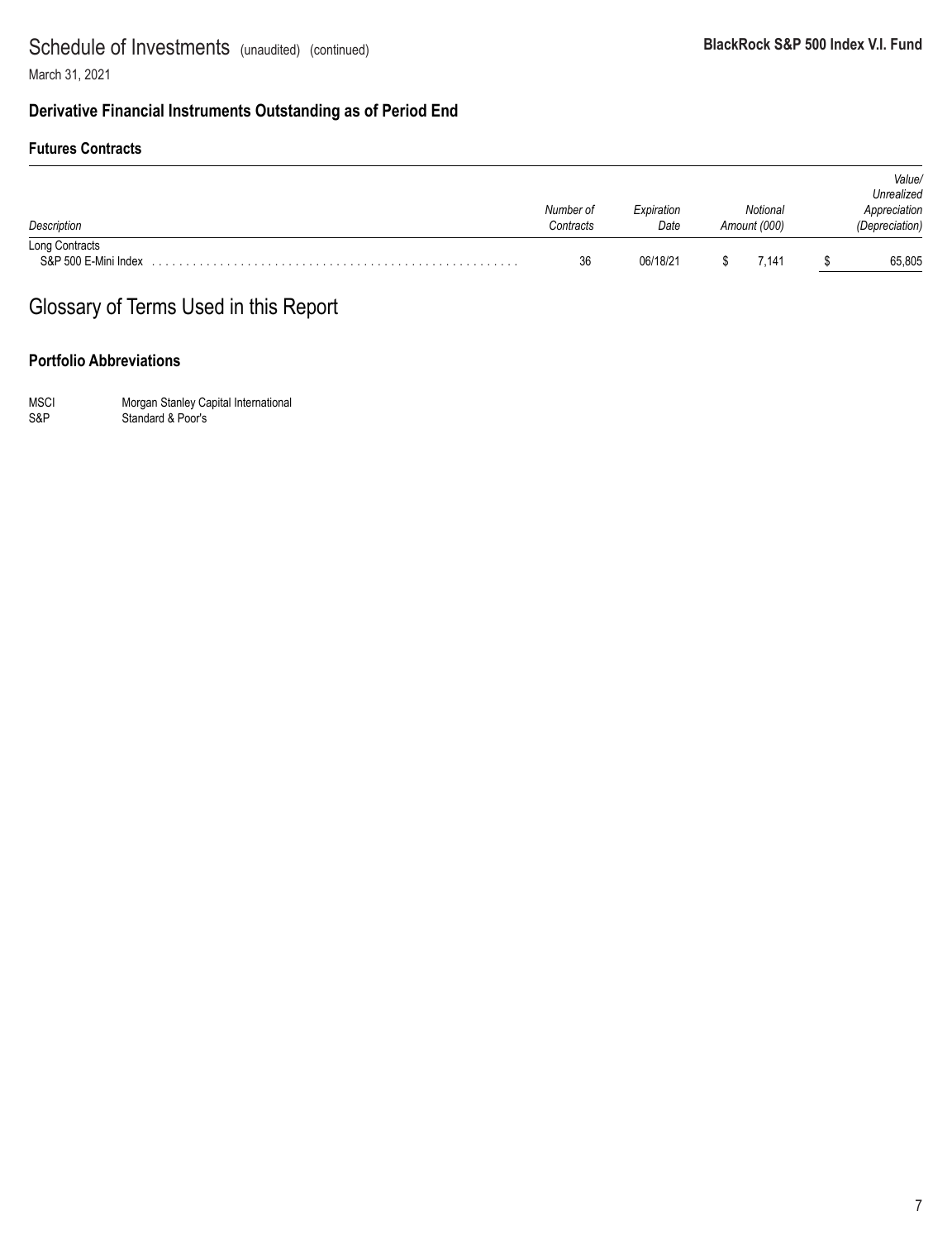# Schedule of Investments (unaudited) (continued)

March 31, 2021

**BlackRock S&P 500 Index V.I. Fund**

## Derivative Financial Instruments Outstanding as of Period End

### Futures Contracts

| *Description* | *Number of Contracts* | *Expiration Date* | *Notional Amount (000)* | *Value/ Unrealized Appreciation (Depreciation)* |
|---|---|---|---|---|
| Long Contracts | | | | |
| S&P 500 E-Mini Index | 36 | 06/18/21 | $ 7,141 | $ 65,805 |

# Glossary of Terms Used in this Report

### Portfolio Abbreviations

| | |
|---|---|
| MSCI | Morgan Stanley Capital International |
| S&P | Standard & Poor's |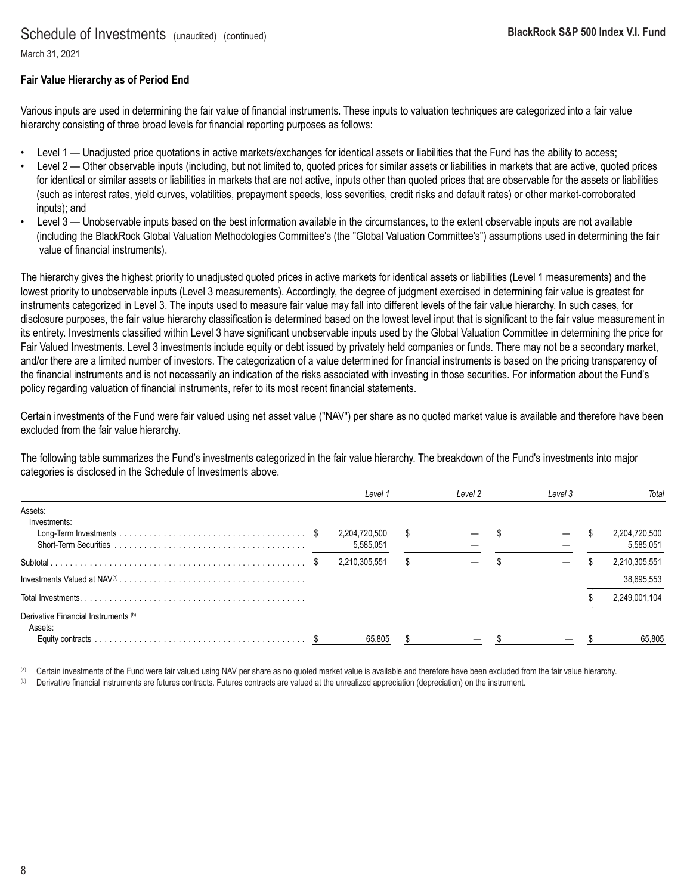## Fair Value Hierarchy as of Period End

Various inputs are used in determining the fair value of financial instruments. These inputs to valuation techniques are categorized into a fair value hierarchy consisting of three broad levels for financial reporting purposes as follows:

- Level 1 — Unadjusted price quotations in active markets/exchanges for identical assets or liabilities that the Fund has the ability to access;
- Level 2 — Other observable inputs (including, but not limited to, quoted prices for similar assets or liabilities in markets that are active, quoted prices for identical or similar assets or liabilities in markets that are not active, inputs other than quoted prices that are observable for the assets or liabilities (such as interest rates, yield curves, volatilities, prepayment speeds, loss severities, credit risks and default rates) or other market-corroborated inputs); and
- Level 3 — Unobservable inputs based on the best information available in the circumstances, to the extent observable inputs are not available (including the BlackRock Global Valuation Methodologies Committee's (the "Global Valuation Committee's") assumptions used in determining the fair value of financial instruments).

The hierarchy gives the highest priority to unadjusted quoted prices in active markets for identical assets or liabilities (Level 1 measurements) and the lowest priority to unobservable inputs (Level 3 measurements). Accordingly, the degree of judgment exercised in determining fair value is greatest for instruments categorized in Level 3. The inputs used to measure fair value may fall into different levels of the fair value hierarchy. In such cases, for disclosure purposes, the fair value hierarchy classification is determined based on the lowest level input that is significant to the fair value measurement in its entirety. Investments classified within Level 3 have significant unobservable inputs used by the Global Valuation Committee in determining the price for Fair Valued Investments. Level 3 investments include equity or debt issued by privately held companies or funds. There may not be a secondary market, and/or there are a limited number of investors. The categorization of a value determined for financial instruments is based on the pricing transparency of the financial instruments and is not necessarily an indication of the risks associated with investing in those securities. For information about the Fund's policy regarding valuation of financial instruments, refer to its most recent financial statements.

Certain investments of the Fund were fair valued using net asset value ("NAV") per share as no quoted market value is available and therefore have been excluded from the fair value hierarchy.

The following table summarizes the Fund's investments categorized in the fair value hierarchy. The breakdown of the Fund's investments into major categories is disclosed in the Schedule of Investments above.

| | *Level 1* | *Level 2* | *Level 3* | *Total* |
|---|---|---|---|---|
| Assets: | | | | |
| Investments: | | | | |
| Long-Term Investments | $ 2,204,720,500 | $ — | $ — | $ 2,204,720,500 |
| Short-Term Securities | 5,585,051 | — | — | 5,585,051 |
| Subtotal | $ 2,210,305,551 | $ — | $ — | $ 2,210,305,551 |
| Investments Valued at NAV[(a)] | | | | 38,695,553 |
| Total Investments | | | | $ 2,249,001,104 |
| Derivative Financial Instruments [(b)] | | | | |
| Assets: | | | | |
| Equity contracts | $ 65,805 | $ — | $ — | $ 65,805 |

[(a)] Certain investments of the Fund were fair valued using NAV per share as no quoted market value is available and therefore have been excluded from the fair value hierarchy.

[(b)] Derivative financial instruments are futures contracts. Futures contracts are valued at the unrealized appreciation (depreciation) on the instrument.